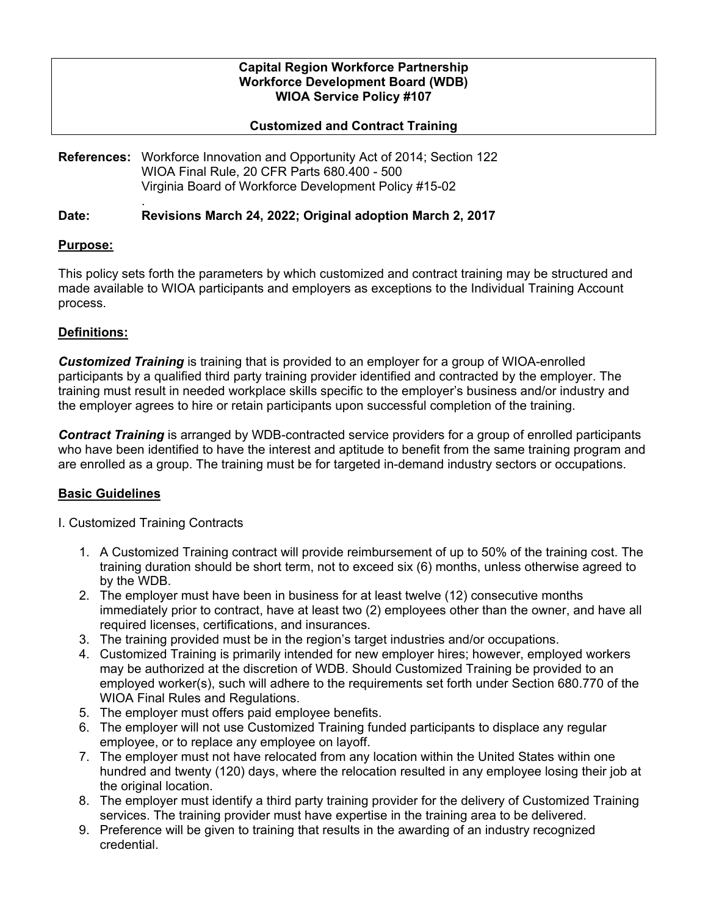**Capital Region Workforce Partnership**
**Workforce Development Board (WDB)**
**WIOA Service Policy #107**

**Customized and Contract Training**

**References:** Workforce Innovation and Opportunity Act of 2014; Section 122
WIOA Final Rule, 20 CFR Parts 680.400 - 500
Virginia Board of Workforce Development Policy #15-02
.

**Date: Revisions March 24, 2022; Original adoption March 2, 2017**

## Purpose:

This policy sets forth the parameters by which customized and contract training may be structured and made available to WIOA participants and employers as exceptions to the Individual Training Account process.

## Definitions:

***Customized Training*** is training that is provided to an employer for a group of WIOA-enrolled participants by a qualified third party training provider identified and contracted by the employer. The training must result in needed workplace skills specific to the employer's business and/or industry and the employer agrees to hire or retain participants upon successful completion of the training.

***Contract Training*** is arranged by WDB-contracted service providers for a group of enrolled participants who have been identified to have the interest and aptitude to benefit from the same training program and are enrolled as a group. The training must be for targeted in-demand industry sectors or occupations.

## Basic Guidelines

I. Customized Training Contracts

1. A Customized Training contract will provide reimbursement of up to 50% of the training cost. The training duration should be short term, not to exceed six (6) months, unless otherwise agreed to by the WDB.
2. The employer must have been in business for at least twelve (12) consecutive months immediately prior to contract, have at least two (2) employees other than the owner, and have all required licenses, certifications, and insurances.
3. The training provided must be in the region's target industries and/or occupations.
4. Customized Training is primarily intended for new employer hires; however, employed workers may be authorized at the discretion of WDB. Should Customized Training be provided to an employed worker(s), such will adhere to the requirements set forth under Section 680.770 of the WIOA Final Rules and Regulations.
5. The employer must offers paid employee benefits.
6. The employer will not use Customized Training funded participants to displace any regular employee, or to replace any employee on layoff.
7. The employer must not have relocated from any location within the United States within one hundred and twenty (120) days, where the relocation resulted in any employee losing their job at the original location.
8. The employer must identify a third party training provider for the delivery of Customized Training services. The training provider must have expertise in the training area to be delivered.
9. Preference will be given to training that results in the awarding of an industry recognized credential.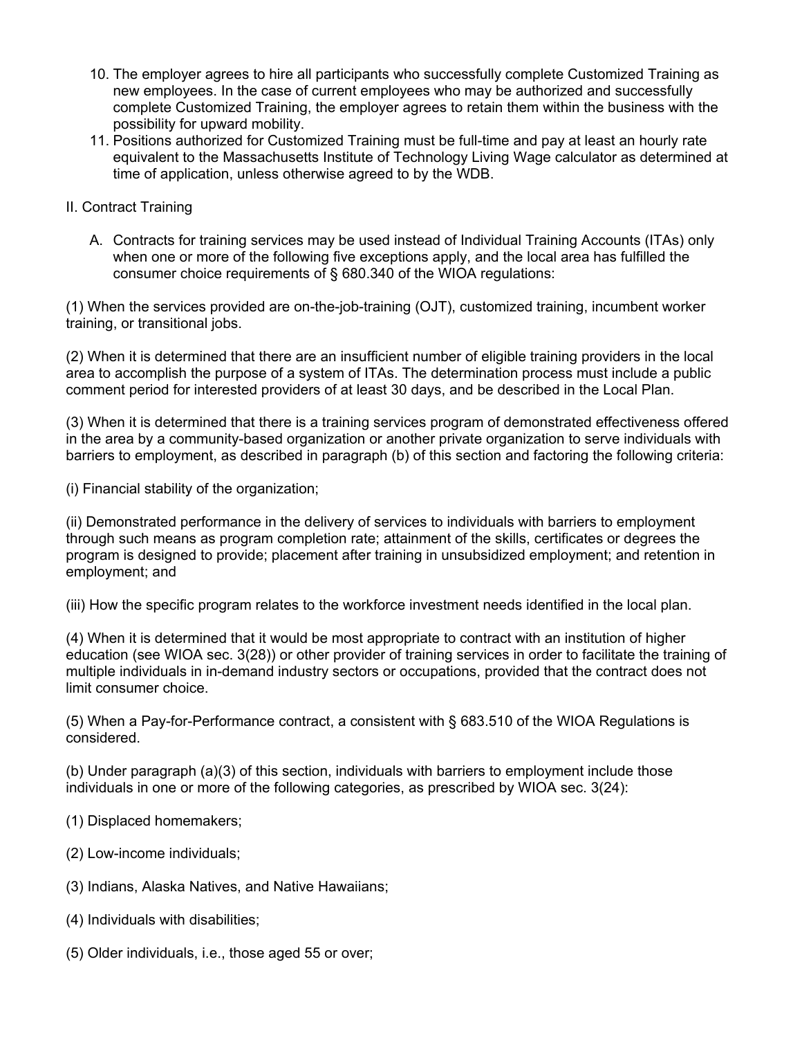10. The employer agrees to hire all participants who successfully complete Customized Training as new employees. In the case of current employees who may be authorized and successfully complete Customized Training, the employer agrees to retain them within the business with the possibility for upward mobility.
11. Positions authorized for Customized Training must be full-time and pay at least an hourly rate equivalent to the Massachusetts Institute of Technology Living Wage calculator as determined at time of application, unless otherwise agreed to by the WDB.

II. Contract Training

A. Contracts for training services may be used instead of Individual Training Accounts (ITAs) only when one or more of the following five exceptions apply, and the local area has fulfilled the consumer choice requirements of § 680.340 of the WIOA regulations:

(1) When the services provided are on-the-job-training (OJT), customized training, incumbent worker training, or transitional jobs.

(2) When it is determined that there are an insufficient number of eligible training providers in the local area to accomplish the purpose of a system of ITAs. The determination process must include a public comment period for interested providers of at least 30 days, and be described in the Local Plan.

(3) When it is determined that there is a training services program of demonstrated effectiveness offered in the area by a community-based organization or another private organization to serve individuals with barriers to employment, as described in paragraph (b) of this section and factoring the following criteria:

(i) Financial stability of the organization;

(ii) Demonstrated performance in the delivery of services to individuals with barriers to employment through such means as program completion rate; attainment of the skills, certificates or degrees the program is designed to provide; placement after training in unsubsidized employment; and retention in employment; and

(iii) How the specific program relates to the workforce investment needs identified in the local plan.

(4) When it is determined that it would be most appropriate to contract with an institution of higher education (see WIOA sec. 3(28)) or other provider of training services in order to facilitate the training of multiple individuals in in-demand industry sectors or occupations, provided that the contract does not limit consumer choice.

(5) When a Pay-for-Performance contract, a consistent with § 683.510 of the WIOA Regulations is considered.

(b) Under paragraph (a)(3) of this section, individuals with barriers to employment include those individuals in one or more of the following categories, as prescribed by WIOA sec. 3(24):

(1) Displaced homemakers;

(2) Low-income individuals;

(3) Indians, Alaska Natives, and Native Hawaiians;

(4) Individuals with disabilities;

(5) Older individuals, i.e., those aged 55 or over;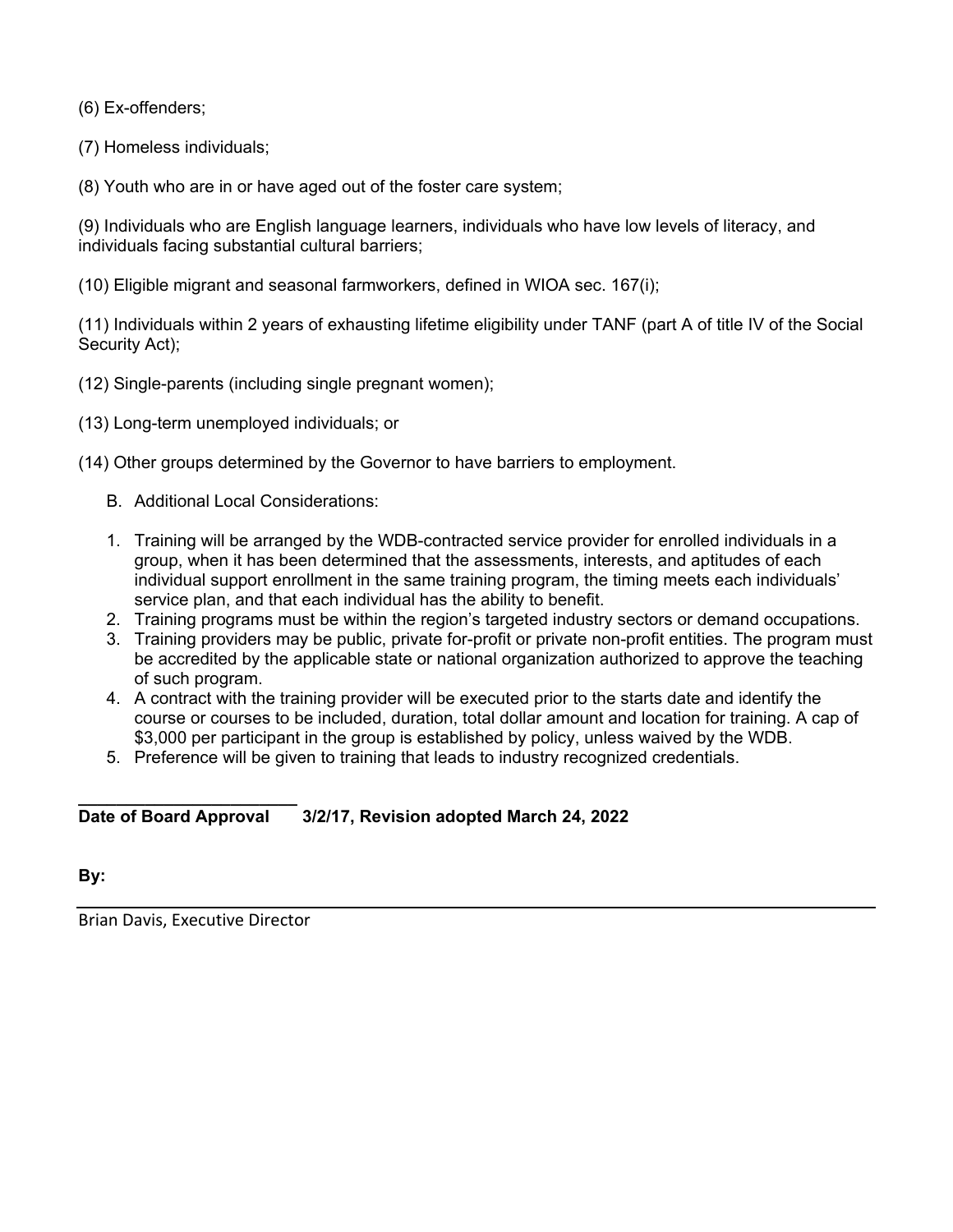(6) Ex-offenders;

(7) Homeless individuals;

(8) Youth who are in or have aged out of the foster care system;

(9) Individuals who are English language learners, individuals who have low levels of literacy, and individuals facing substantial cultural barriers;

(10) Eligible migrant and seasonal farmworkers, defined in WIOA sec. 167(i);

(11) Individuals within 2 years of exhausting lifetime eligibility under TANF (part A of title IV of the Social Security Act);

(12) Single-parents (including single pregnant women);

(13) Long-term unemployed individuals; or

(14) Other groups determined by the Governor to have barriers to employment.

B. Additional Local Considerations:

1. Training will be arranged by the WDB-contracted service provider for enrolled individuals in a group, when it has been determined that the assessments, interests, and aptitudes of each individual support enrollment in the same training program, the timing meets each individuals' service plan, and that each individual has the ability to benefit.
2. Training programs must be within the region's targeted industry sectors or demand occupations.
3. Training providers may be public, private for-profit or private non-profit entities. The program must be accredited by the applicable state or national organization authorized to approve the teaching of such program.
4. A contract with the training provider will be executed prior to the starts date and identify the course or courses to be included, duration, total dollar amount and location for training. A cap of $3,000 per participant in the group is established by policy, unless waived by the WDB.
5. Preference will be given to training that leads to industry recognized credentials.

**Date of Board Approval 3/2/17, Revision adopted March 24, 2022**

**By:**

Brian Davis, Executive Director